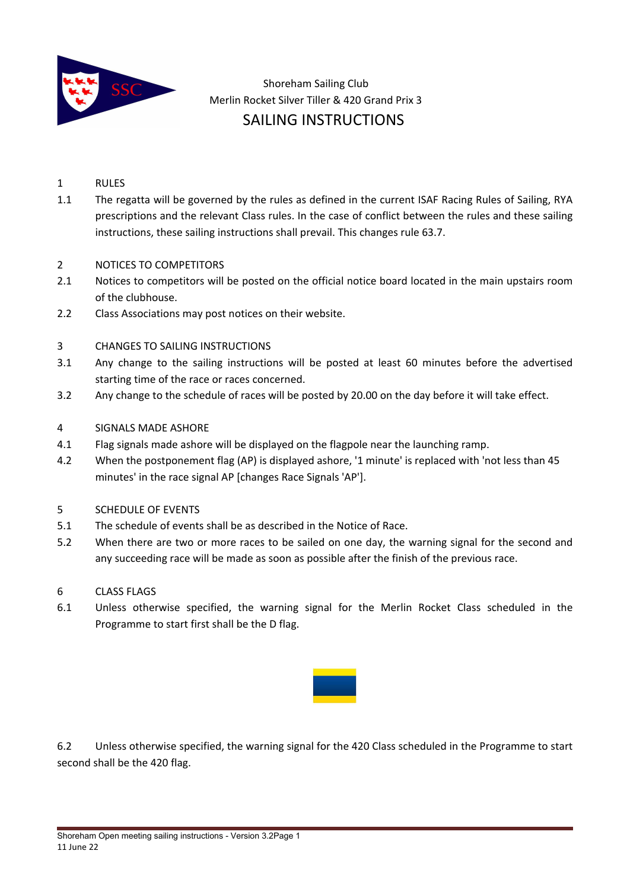Shoreham Sailing Club
Merlin Rocket Silver Tiller & 420 Grand Prix 3

# SAILING INSTRUCTIONS

## 1 RULES

1.1 The regatta will be governed by the rules as defined in the current ISAF Racing Rules of Sailing, RYA prescriptions and the relevant Class rules. In the case of conflict between the rules and these sailing instructions, these sailing instructions shall prevail. This changes rule 63.7.

## 2 NOTICES TO COMPETITORS

2.1 Notices to competitors will be posted on the official notice board located in the main upstairs room of the clubhouse.

2.2 Class Associations may post notices on their website.

## 3 CHANGES TO SAILING INSTRUCTIONS

3.1 Any change to the sailing instructions will be posted at least 60 minutes before the advertised starting time of the race or races concerned.

3.2 Any change to the schedule of races will be posted by 20.00 on the day before it will take effect.

## 4 SIGNALS MADE ASHORE

4.1 Flag signals made ashore will be displayed on the flagpole near the launching ramp.

4.2 When the postponement flag (AP) is displayed ashore, '1 minute' is replaced with 'not less than 45 minutes' in the race signal AP [changes Race Signals 'AP'].

## 5 SCHEDULE OF EVENTS

5.1 The schedule of events shall be as described in the Notice of Race.

5.2 When there are two or more races to be sailed on one day, the warning signal for the second and any succeeding race will be made as soon as possible after the finish of the previous race.

## 6 CLASS FLAGS

6.1 Unless otherwise specified, the warning signal for the Merlin Rocket Class scheduled in the Programme to start first shall be the D flag.

6.2 Unless otherwise specified, the warning signal for the 420 Class scheduled in the Programme to start second shall be the 420 flag.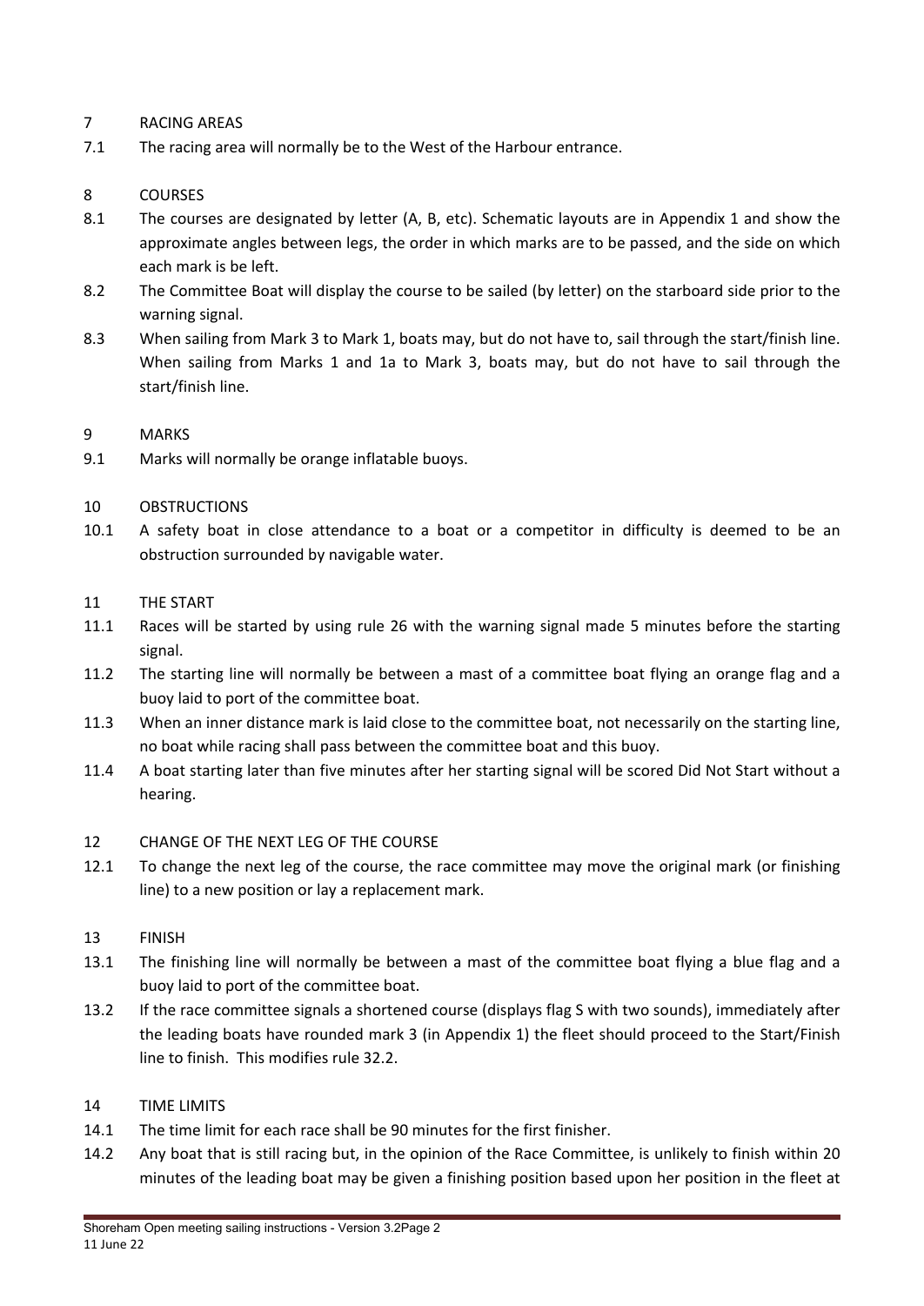## 7 RACING AREAS

7.1 The racing area will normally be to the West of the Harbour entrance.

## 8 COURSES

8.1 The courses are designated by letter (A, B, etc). Schematic layouts are in Appendix 1 and show the approximate angles between legs, the order in which marks are to be passed, and the side on which each mark is be left.

8.2 The Committee Boat will display the course to be sailed (by letter) on the starboard side prior to the warning signal.

8.3 When sailing from Mark 3 to Mark 1, boats may, but do not have to, sail through the start/finish line. When sailing from Marks 1 and 1a to Mark 3, boats may, but do not have to sail through the start/finish line.

## 9 MARKS

9.1 Marks will normally be orange inflatable buoys.

## 10 OBSTRUCTIONS

10.1 A safety boat in close attendance to a boat or a competitor in difficulty is deemed to be an obstruction surrounded by navigable water.

## 11 THE START

11.1 Races will be started by using rule 26 with the warning signal made 5 minutes before the starting signal.

11.2 The starting line will normally be between a mast of a committee boat flying an orange flag and a buoy laid to port of the committee boat.

11.3 When an inner distance mark is laid close to the committee boat, not necessarily on the starting line, no boat while racing shall pass between the committee boat and this buoy.

11.4 A boat starting later than five minutes after her starting signal will be scored Did Not Start without a hearing.

## 12 CHANGE OF THE NEXT LEG OF THE COURSE

12.1 To change the next leg of the course, the race committee may move the original mark (or finishing line) to a new position or lay a replacement mark.

## 13 FINISH

13.1 The finishing line will normally be between a mast of the committee boat flying a blue flag and a buoy laid to port of the committee boat.

13.2 If the race committee signals a shortened course (displays flag S with two sounds), immediately after the leading boats have rounded mark 3 (in Appendix 1) the fleet should proceed to the Start/Finish line to finish. This modifies rule 32.2.

## 14 TIME LIMITS

14.1 The time limit for each race shall be 90 minutes for the first finisher.

14.2 Any boat that is still racing but, in the opinion of the Race Committee, is unlikely to finish within 20 minutes of the leading boat may be given a finishing position based upon her position in the fleet at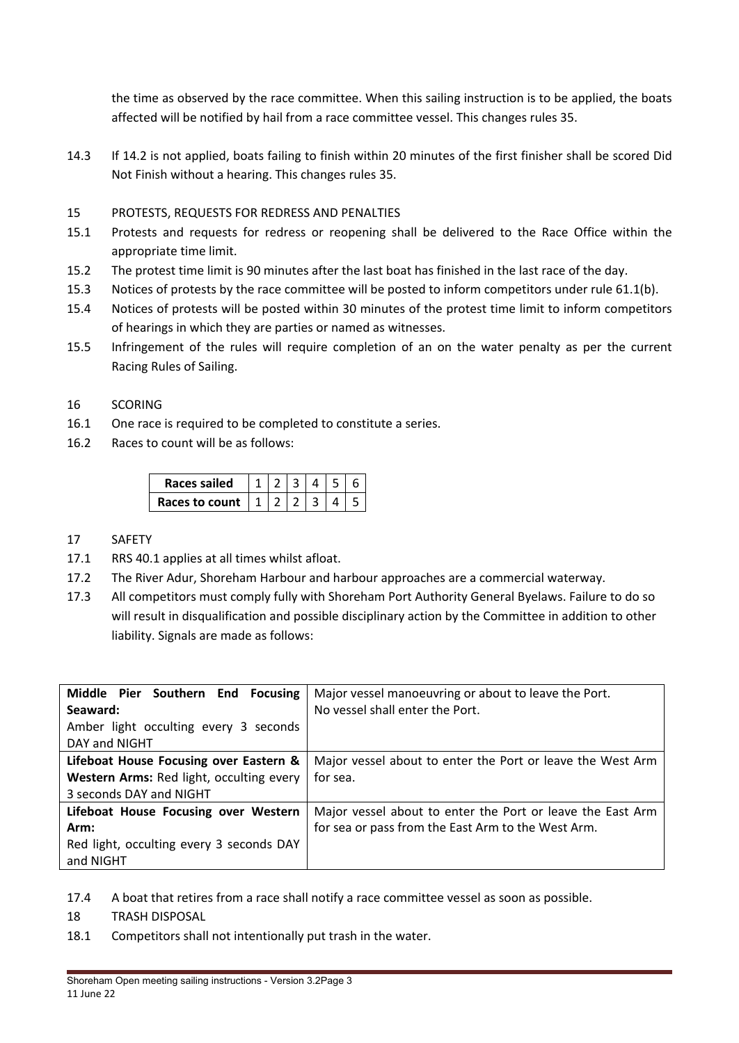the time as observed by the race committee. When this sailing instruction is to be applied, the boats affected will be notified by hail from a race committee vessel. This changes rules 35.

14.3 If 14.2 is not applied, boats failing to finish within 20 minutes of the first finisher shall be scored Did Not Finish without a hearing. This changes rules 35.

## 15 PROTESTS, REQUESTS FOR REDRESS AND PENALTIES

15.1 Protests and requests for redress or reopening shall be delivered to the Race Office within the appropriate time limit.

15.2 The protest time limit is 90 minutes after the last boat has finished in the last race of the day.

15.3 Notices of protests by the race committee will be posted to inform competitors under rule 61.1(b).

15.4 Notices of protests will be posted within 30 minutes of the protest time limit to inform competitors of hearings in which they are parties or named as witnesses.

15.5 Infringement of the rules will require completion of an on the water penalty as per the current Racing Rules of Sailing.

## 16 SCORING

16.1 One race is required to be completed to constitute a series.

16.2 Races to count will be as follows:

| **Races sailed** | 1 | 2 | 3 | 4 | 5 | 6 |
|---|---|---|---|---|---|---|
| **Races to count** | 1 | 2 | 2 | 3 | 4 | 5 |

## 17 SAFETY

17.1 RRS 40.1 applies at all times whilst afloat.

17.2 The River Adur, Shoreham Harbour and harbour approaches are a commercial waterway.

17.3 All competitors must comply fully with Shoreham Port Authority General Byelaws. Failure to do so will result in disqualification and possible disciplinary action by the Committee in addition to other liability. Signals are made as follows:

| | |
|---|---|
| **Middle Pier Southern End Focusing Seaward:** Amber light occulting every 3 seconds DAY and NIGHT | Major vessel manoeuvring or about to leave the Port. No vessel shall enter the Port. |
| **Lifeboat House Focusing over Eastern & Western Arms:** Red light, occulting every 3 seconds DAY and NIGHT | Major vessel about to enter the Port or leave the West Arm for sea. |
| **Lifeboat House Focusing over Western Arm:** Red light, occulting every 3 seconds DAY and NIGHT | Major vessel about to enter the Port or leave the East Arm for sea or pass from the East Arm to the West Arm. |

17.4 A boat that retires from a race shall notify a race committee vessel as soon as possible.

## 18 TRASH DISPOSAL

18.1 Competitors shall not intentionally put trash in the water.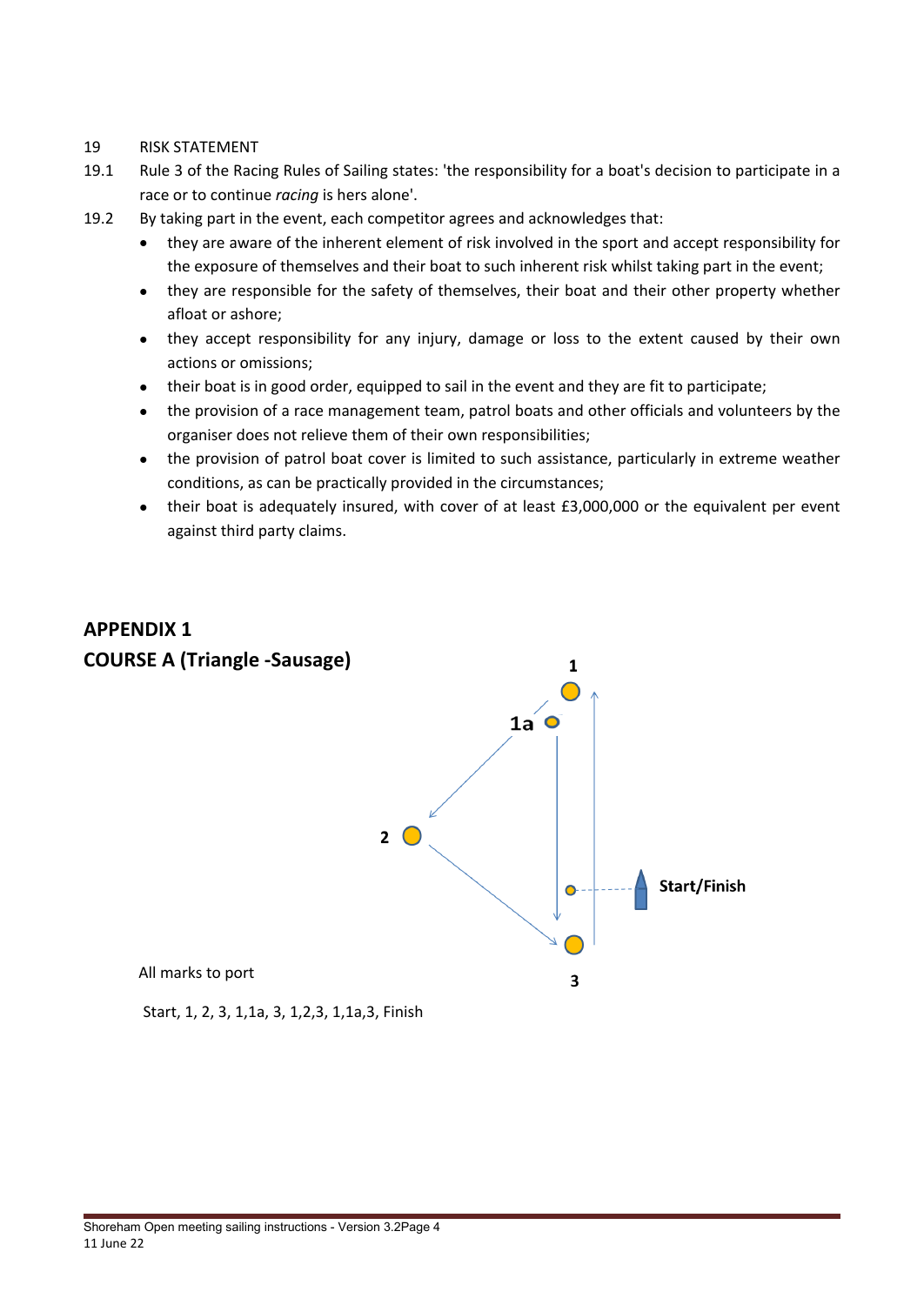19 RISK STATEMENT

19.1 Rule 3 of the Racing Rules of Sailing states: 'the responsibility for a boat's decision to participate in a race or to continue *racing* is hers alone'.

19.2 By taking part in the event, each competitor agrees and acknowledges that:

- they are aware of the inherent element of risk involved in the sport and accept responsibility for the exposure of themselves and their boat to such inherent risk whilst taking part in the event;
- they are responsible for the safety of themselves, their boat and their other property whether afloat or ashore;
- they accept responsibility for any injury, damage or loss to the extent caused by their own actions or omissions;
- their boat is in good order, equipped to sail in the event and they are fit to participate;
- the provision of a race management team, patrol boats and other officials and volunteers by the organiser does not relieve them of their own responsibilities;
- the provision of patrol boat cover is limited to such assistance, particularly in extreme weather conditions, as can be practically provided in the circumstances;
- their boat is adequately insured, with cover of at least £3,000,000 or the equivalent per event against third party claims.

## APPENDIX 1

## COURSE A (Triangle -Sausage)

1

1a

2

Start/Finish

3

All marks to port

Start, 1, 2, 3, 1,1a, 3, 1,2,3, 1,1a,3, Finish